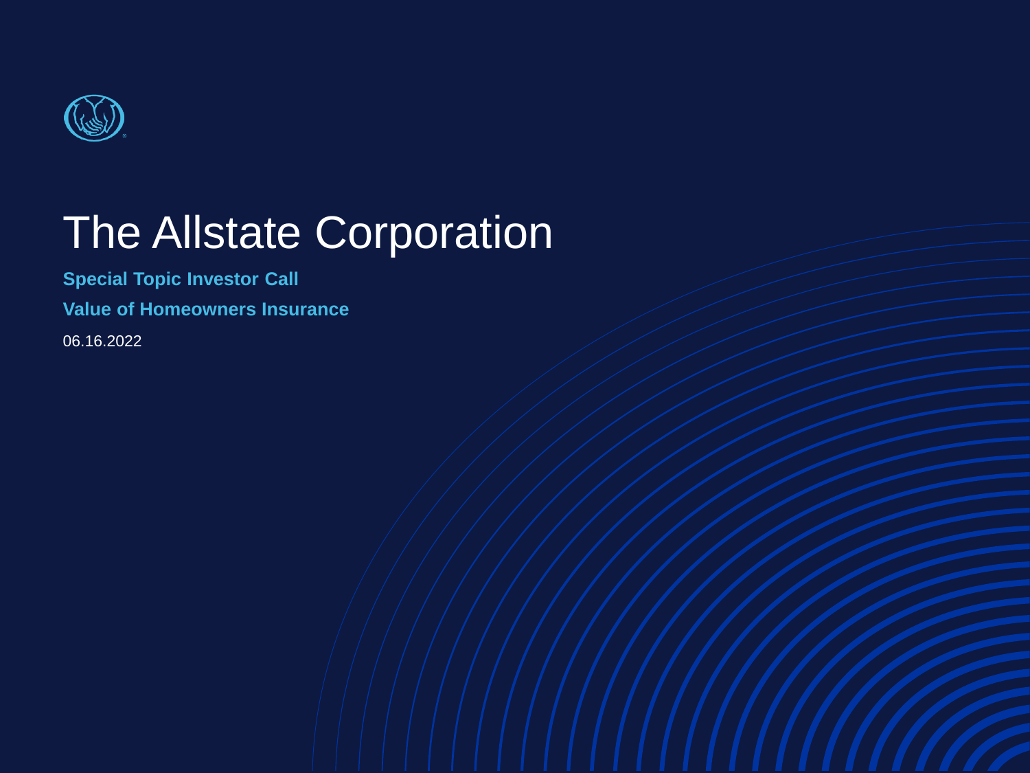# The Allstate Corporation

**Special Topic Investor Call**

**Value of Homeowners Insurance**

06.16.2022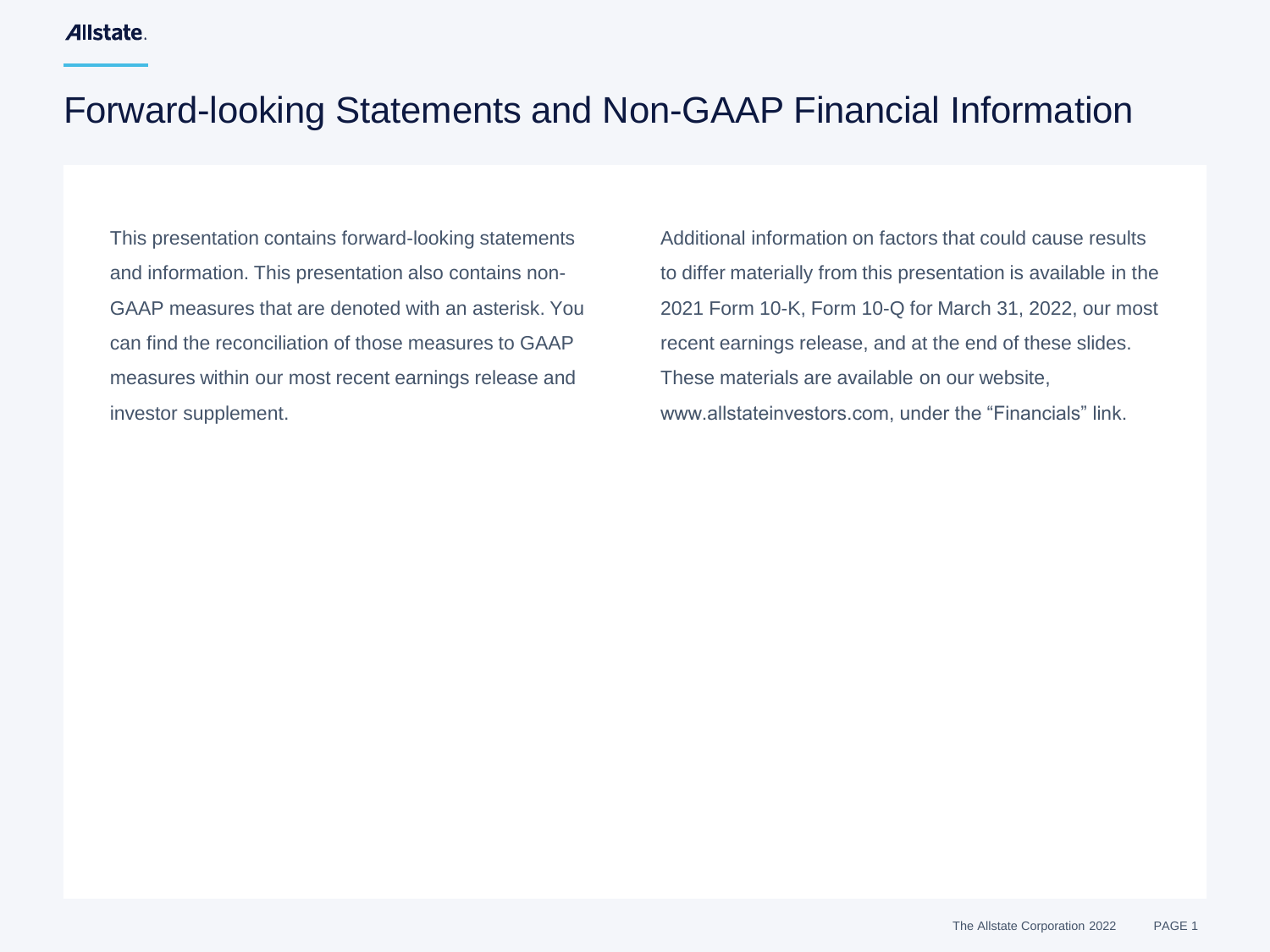# Forward-looking Statements and Non-GAAP Financial Information

This presentation contains forward-looking statements and information. This presentation also contains non-GAAP measures that are denoted with an asterisk. You can find the reconciliation of those measures to GAAP measures within our most recent earnings release and investor supplement.

Additional information on factors that could cause results to differ materially from this presentation is available in the 2021 Form 10-K, Form 10-Q for March 31, 2022, our most recent earnings release, and at the end of these slides. These materials are available on our website, www.allstateinvestors.com, under the "Financials" link.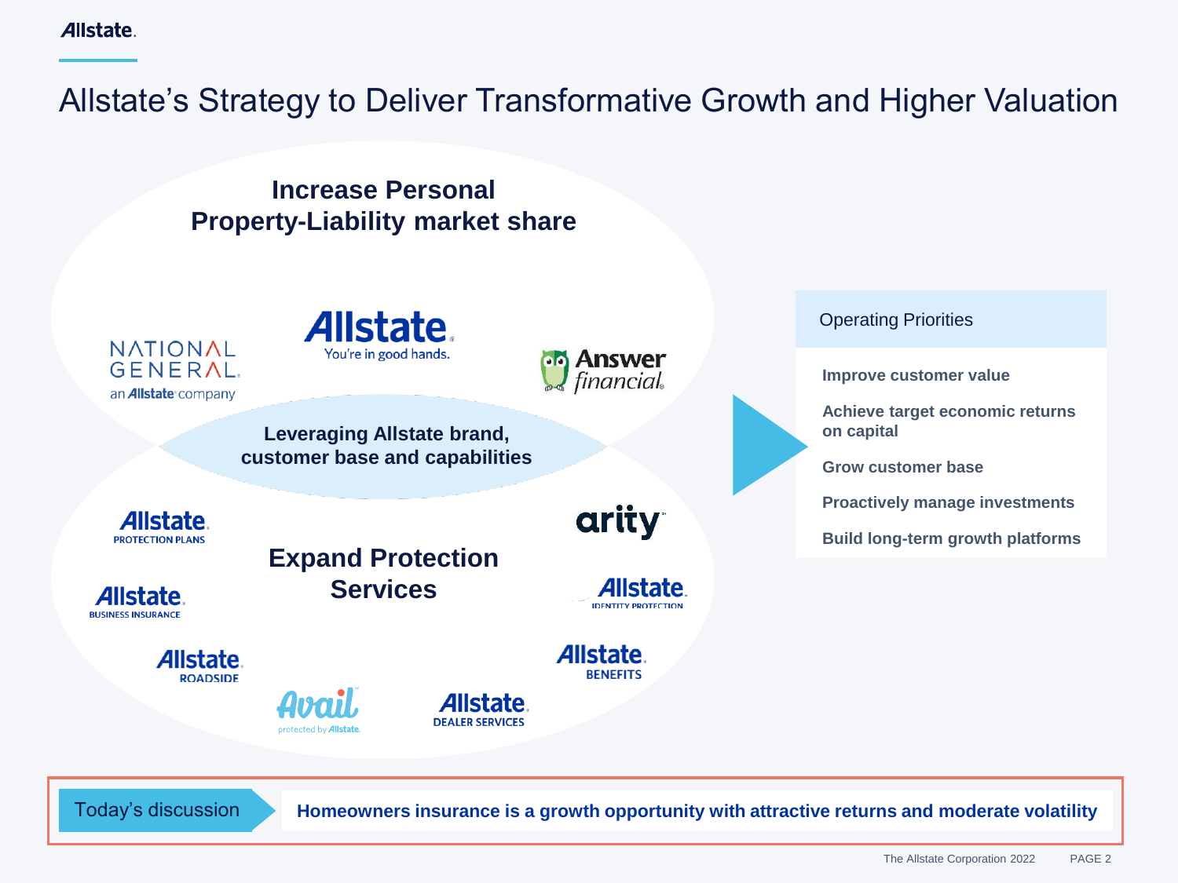# Allstate's Strategy to Deliver Transformative Growth and Higher Valuation

## Increase Personal Property-Liability market share

NATIONAL GENERAL an Allstate company

Allstate You're in good hands.

Answer financial

**Leveraging Allstate brand, customer base and capabilities**

## Expand Protection Services

Allstate Protection Plans

Allstate Business Insurance

Allstate Roadside

Avail protected by Allstate

Allstate Dealer Services

Allstate Benefits

Allstate Identity Protection

arity

### Operating Priorities

- Improve customer value
- Achieve target economic returns on capital
- Grow customer base
- Proactively manage investments
- Build long-term growth platforms

Today's discussion: **Homeowners insurance is a growth opportunity with attractive returns and moderate volatility**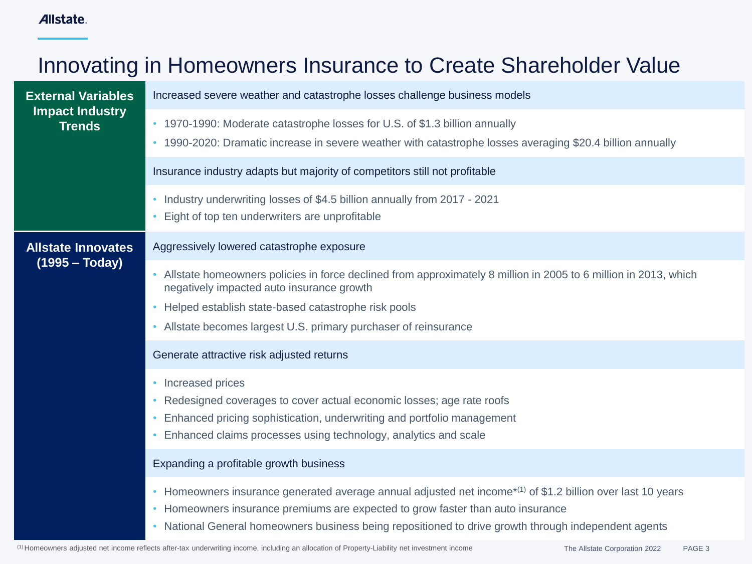# Innovating in Homeowners Insurance to Create Shareholder Value

## External Variables Impact Industry Trends

**Increased severe weather and catastrophe losses challenge business models**

- 1970-1990: Moderate catastrophe losses for U.S. of $1.3 billion annually
- 1990-2020: Dramatic increase in severe weather with catastrophe losses averaging $20.4 billion annually

**Insurance industry adapts but majority of competitors still not profitable**

- Industry underwriting losses of $4.5 billion annually from 2017 - 2021
- Eight of top ten underwriters are unprofitable

## Allstate Innovates (1995 – Today)

**Aggressively lowered catastrophe exposure**

- Allstate homeowners policies in force declined from approximately 8 million in 2005 to 6 million in 2013, which negatively impacted auto insurance growth
- Helped establish state-based catastrophe risk pools
- Allstate becomes largest U.S. primary purchaser of reinsurance

**Generate attractive risk adjusted returns**

- Increased prices
- Redesigned coverages to cover actual economic losses; age rate roofs
- Enhanced pricing sophistication, underwriting and portfolio management
- Enhanced claims processes using technology, analytics and scale

**Expanding a profitable growth business**

- Homeowners insurance generated average annual adjusted net income*[1] of $1.2 billion over last 10 years
- Homeowners insurance premiums are expected to grow faster than auto insurance
- National General homeowners business being repositioned to drive growth through independent agents

[1] Homeowners adjusted net income reflects after-tax underwriting income, including an allocation of Property-Liability net investment income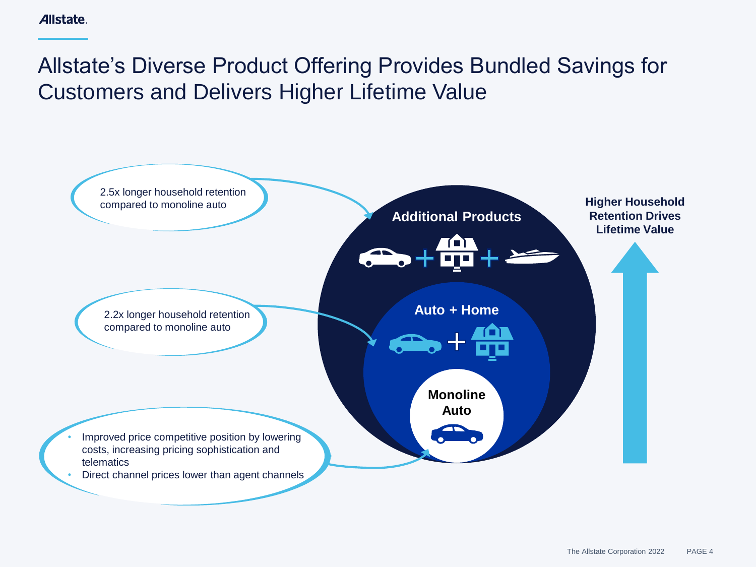# Allstate's Diverse Product Offering Provides Bundled Savings for Customers and Delivers Higher Lifetime Value

2.5x longer household retention compared to monoline auto

2.2x longer household retention compared to monoline auto

- Improved price competitive position by lowering costs, increasing pricing sophistication and telematics
- Direct channel prices lower than agent channels

**Additional Products**

**Auto + Home**

**Monoline Auto**

**Higher Household Retention Drives Lifetime Value**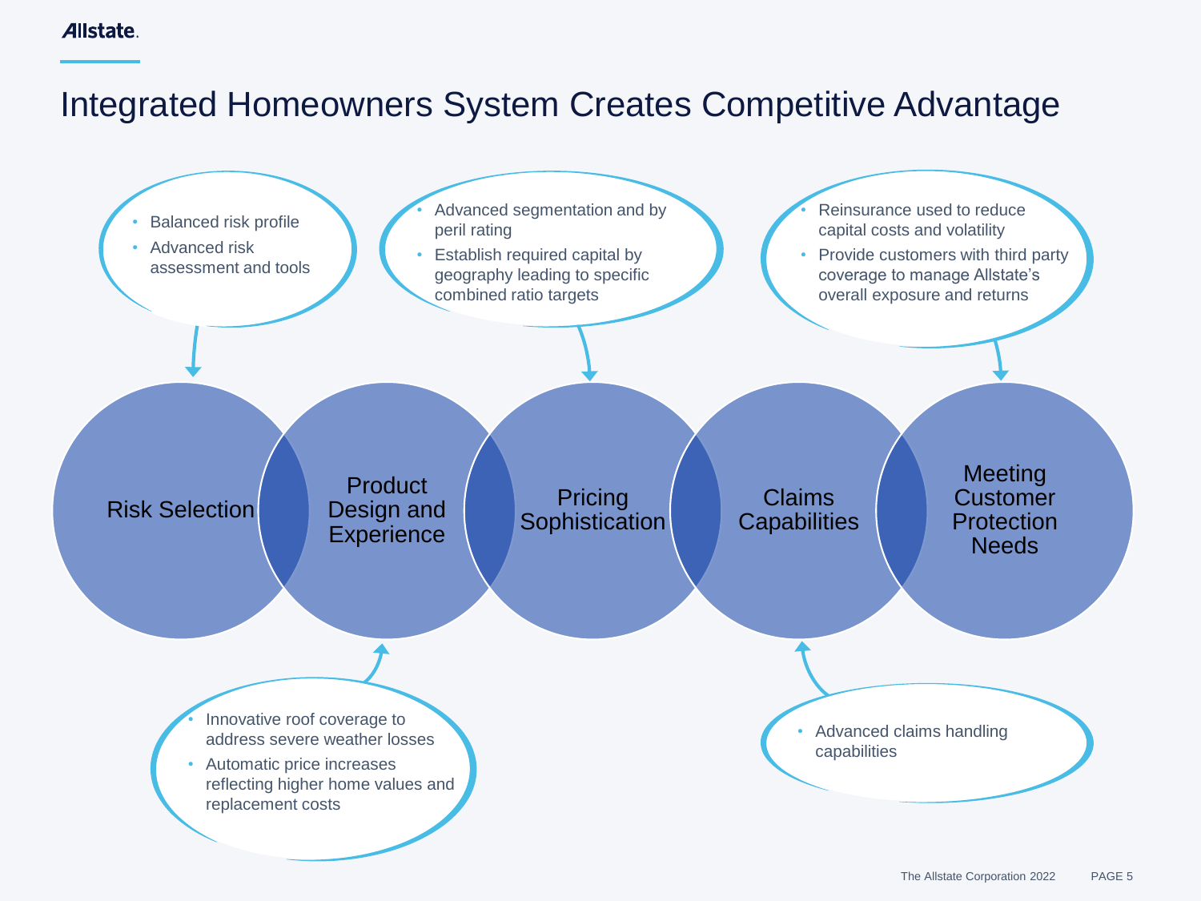# Integrated Homeowners System Creates Competitive Advantage

## Risk Selection

- Balanced risk profile
- Advanced risk assessment and tools

## Product Design and Experience

- Innovative roof coverage to address severe weather losses
- Automatic price increases reflecting higher home values and replacement costs

## Pricing Sophistication

- Advanced segmentation and by peril rating
- Establish required capital by geography leading to specific combined ratio targets

## Claims Capabilities

- Advanced claims handling capabilities

## Meeting Customer Protection Needs

- Reinsurance used to reduce capital costs and volatility
- Provide customers with third party coverage to manage Allstate's overall exposure and returns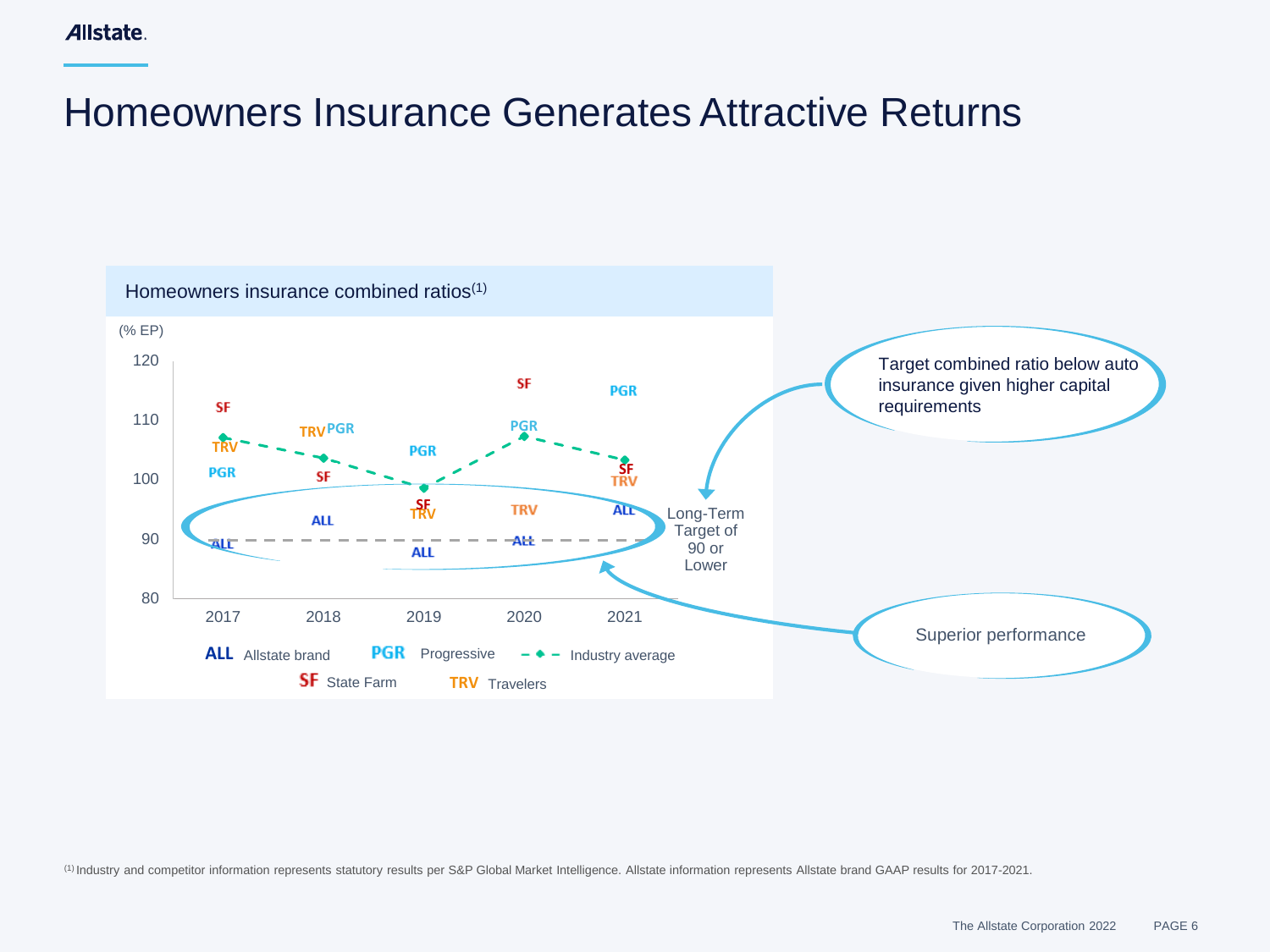# Homeowners Insurance Generates Attractive Returns

## Homeowners insurance combined ratios[1]

(% EP)

| | 2017 | 2018 | 2019 | 2020 | 2021 |
|---|---|---|---|---|---|
| ALL (Allstate brand) | ~89 | ~93 | ~88 | ~90 | ~95 |
| PGR (Progressive) | ~101 | ~109 | ~105 | ~109 | ~113 |
| SF (State Farm) | ~113 | ~100 | ~96 | ~117 | ~102 |
| TRV (Travelers) | ~105 | ~108 | ~95 | ~95 | ~100 |
| Industry average | ~107 | ~104 | ~98 | ~107 | ~103 |

Long-Term Target of 90 or Lower

Target combined ratio below auto insurance given higher capital requirements

Superior performance

[1] Industry and competitor information represents statutory results per S&P Global Market Intelligence. Allstate information represents Allstate brand GAAP results for 2017-2021.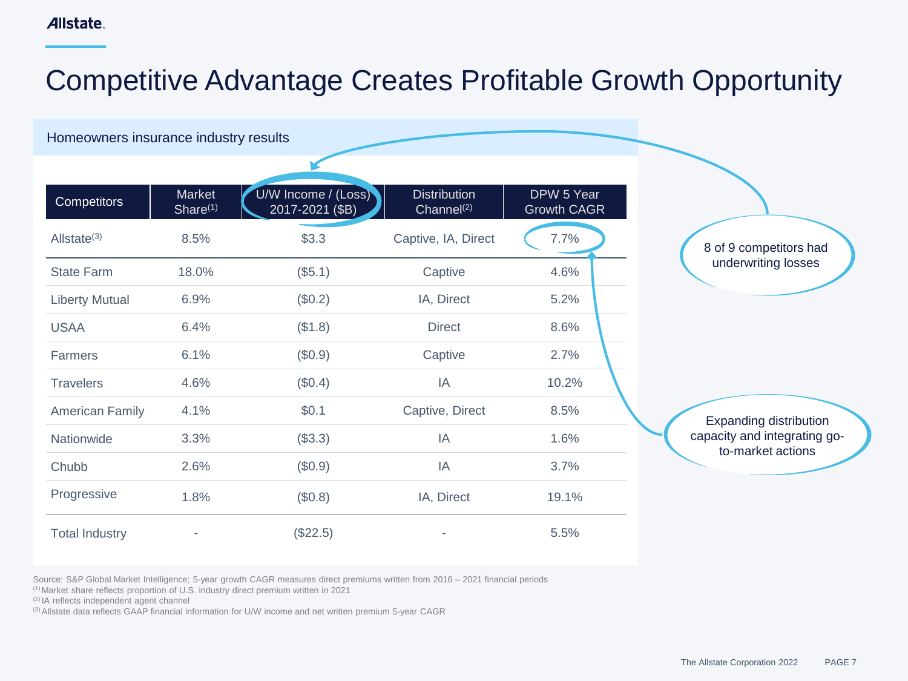# Competitive Advantage Creates Profitable Growth Opportunity

Homeowners insurance industry results

| Competitors | Market Share[1] | U/W Income / (Loss) 2017-2021 ($B) | Distribution Channel[2] | DPW 5 Year Growth CAGR |
|---|---|---|---|---|
| Allstate[3] | 8.5% | $3.3 | Captive, IA, Direct | 7.7% |
| State Farm | 18.0% | ($5.1) | Captive | 4.6% |
| Liberty Mutual | 6.9% | ($0.2) | IA, Direct | 5.2% |
| USAA | 6.4% | ($1.8) | Direct | 8.6% |
| Farmers | 6.1% | ($0.9) | Captive | 2.7% |
| Travelers | 4.6% | ($0.4) | IA | 10.2% |
| American Family | 4.1% | $0.1 | Captive, Direct | 8.5% |
| Nationwide | 3.3% | ($3.3) | IA | 1.6% |
| Chubb | 2.6% | ($0.9) | IA | 3.7% |
| Progressive | 1.8% | ($0.8) | IA, Direct | 19.1% |
| Total Industry | - | ($22.5) | - | 5.5% |

8 of 9 competitors had underwriting losses

Expanding distribution capacity and integrating go-to-market actions

Source: S&P Global Market Intelligence; 5-year growth CAGR measures direct premiums written from 2016 – 2021 financial periods
[1] Market share reflects proportion of U.S. industry direct premium written in 2021
[2] IA reflects independent agent channel
[3] Allstate data reflects GAAP financial information for U/W income and net written premium 5-year CAGR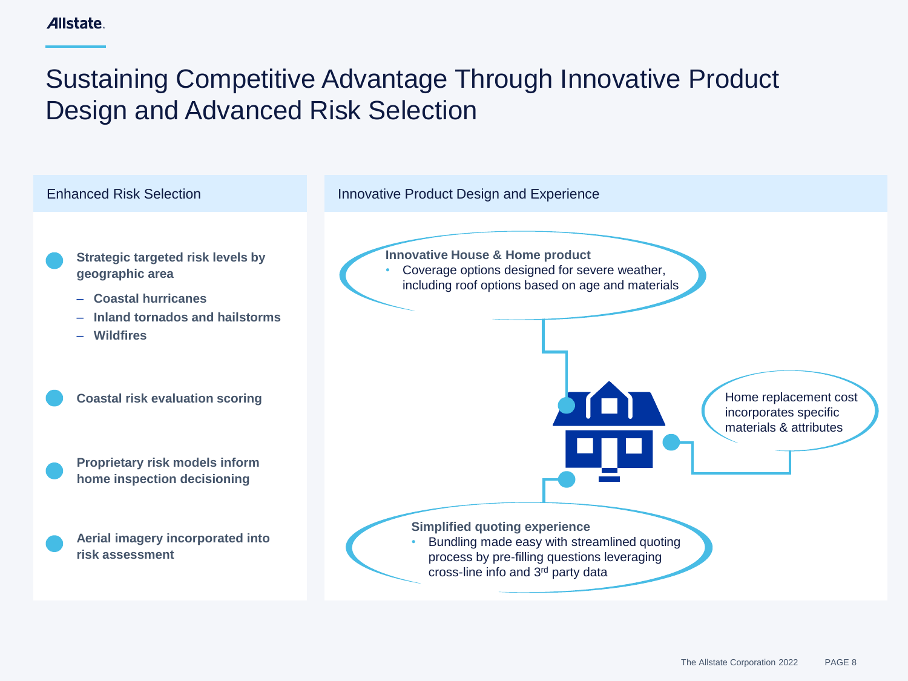# Sustaining Competitive Advantage Through Innovative Product Design and Advanced Risk Selection

## Enhanced Risk Selection

- **Strategic targeted risk levels by geographic area**
  - **Coastal hurricanes**
  - **Inland tornados and hailstorms**
  - **Wildfires**
- **Coastal risk evaluation scoring**
- **Proprietary risk models inform home inspection decisioning**
- **Aerial imagery incorporated into risk assessment**

## Innovative Product Design and Experience

**Innovative House & Home product**

- Coverage options designed for severe weather, including roof options based on age and materials

Home replacement cost incorporates specific materials & attributes

**Simplified quoting experience**

- Bundling made easy with streamlined quoting process by pre-filling questions leveraging cross-line info and 3rd party data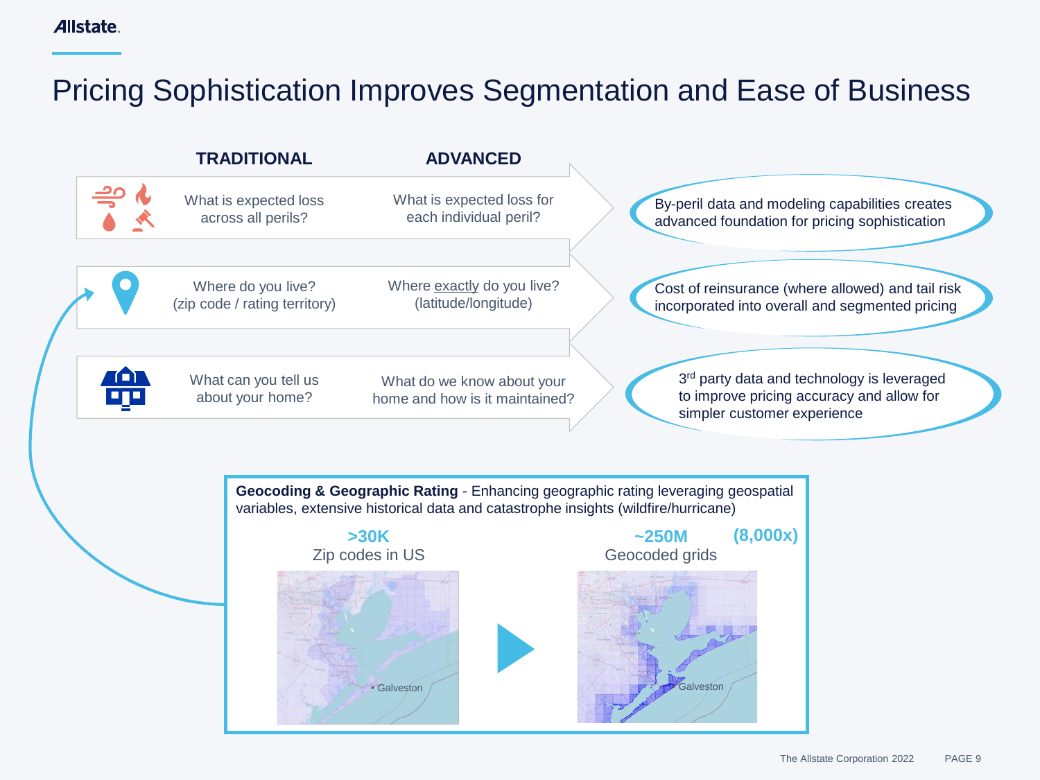# Pricing Sophistication Improves Segmentation and Ease of Business

| TRADITIONAL | ADVANCED | |
|---|---|---|
| What is expected loss across all perils? | What is expected loss for each individual peril? | By-peril data and modeling capabilities creates advanced foundation for pricing sophistication |
| Where do you live? (zip code / rating territory) | Where exactly do you live? (latitude/longitude) | Cost of reinsurance (where allowed) and tail risk incorporated into overall and segmented pricing |
| What can you tell us about your home? | What do we know about your home and how is it maintained? | 3rd party data and technology is leveraged to improve pricing accuracy and allow for simpler customer experience |

**Geocoding & Geographic Rating** - Enhancing geographic rating leveraging geospatial variables, extensive historical data and catastrophe insights (wildfire/hurricane)

**>30K**
Zip codes in US

**~250M** **(8,000x)**
Geocoded grids

Galveston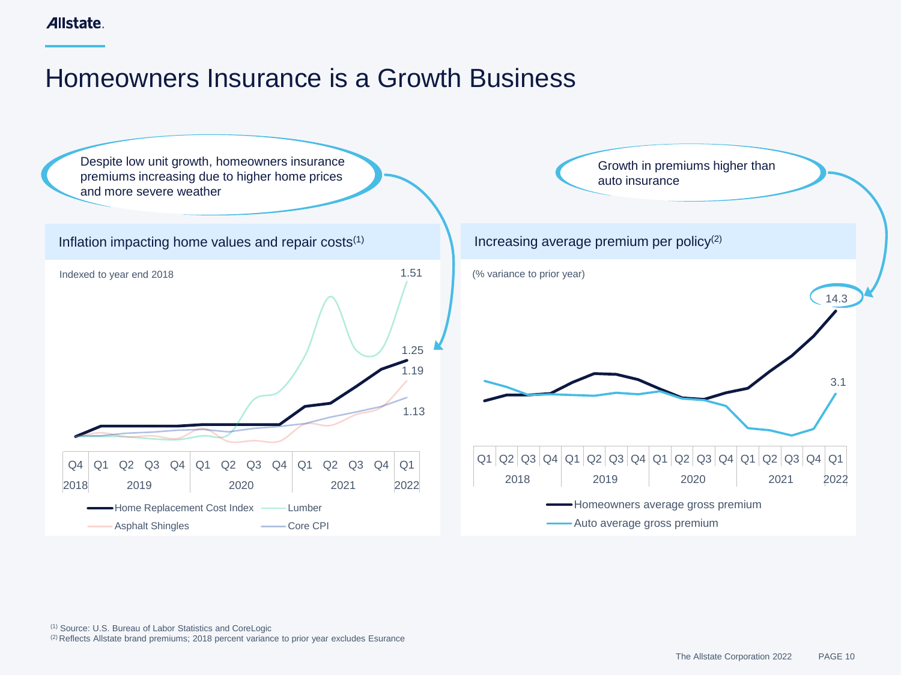# Homeowners Insurance is a Growth Business

Despite low unit growth, homeowners insurance premiums increasing due to higher home prices and more severe weather

Growth in premiums higher than auto insurance

## Inflation impacting home values and repair costs[1]

Indexed to year end 2018

- Home Replacement Cost Index: 1.25
- Lumber: 1.51
- Asphalt Shingles: 1.19
- Core CPI: 1.13

Q4 2018 – Q1 2022

## Increasing average premium per policy[2]

(% variance to prior year)

- Homeowners average gross premium: 14.3
- Auto average gross premium: 3.1

Q1 2018 – Q1 2022

[1] Source: U.S. Bureau of Labor Statistics and CoreLogic

[2] Reflects Allstate brand premiums; 2018 percent variance to prior year excludes Esurance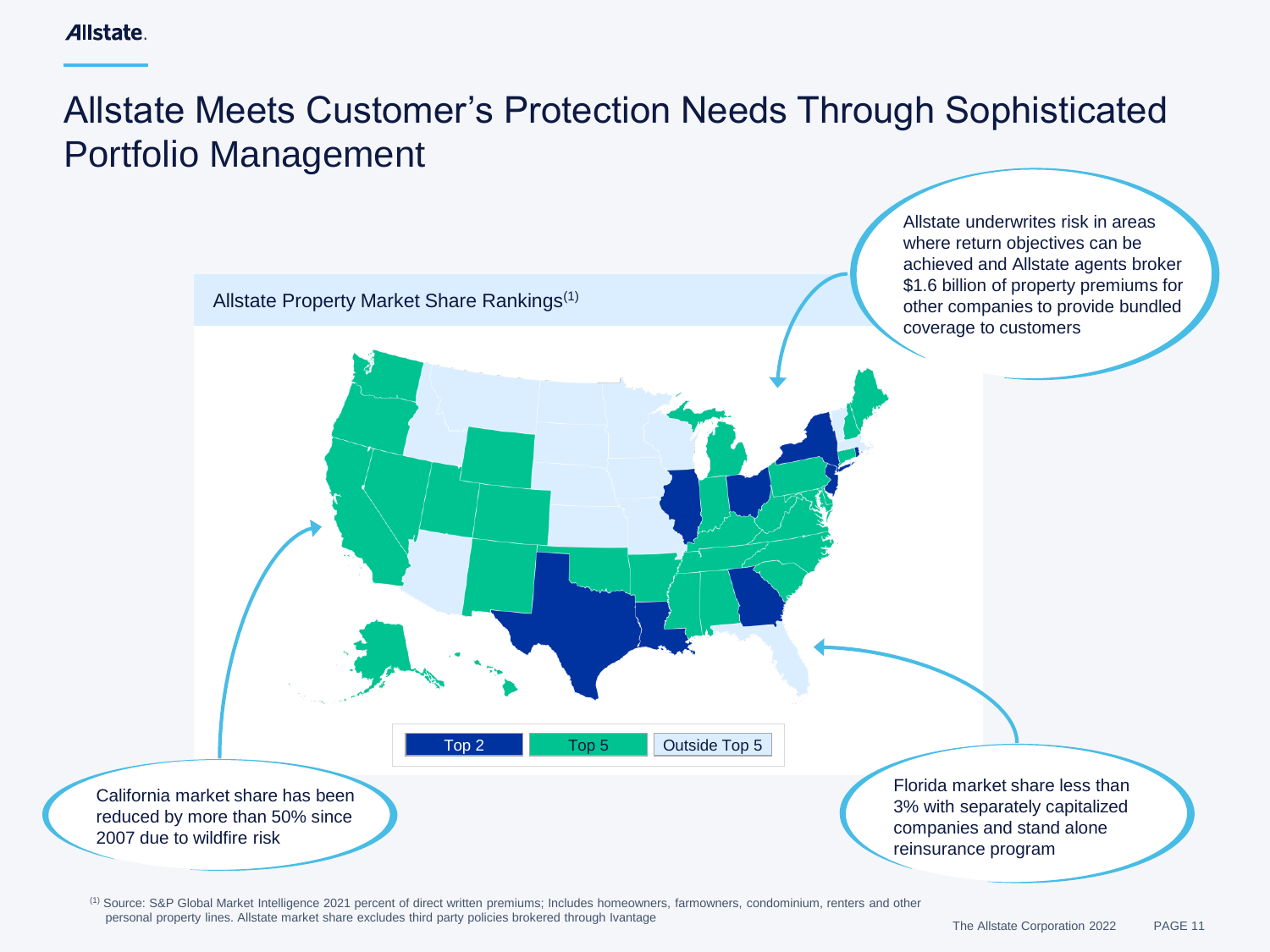# Allstate Meets Customer's Protection Needs Through Sophisticated Portfolio Management

Allstate Property Market Share Rankings[1]

Top 2 | Top 5 | Outside Top 5

Allstate underwrites risk in areas where return objectives can be achieved and Allstate agents broker $1.6 billion of property premiums for other companies to provide bundled coverage to customers

California market share has been reduced by more than 50% since 2007 due to wildfire risk

Florida market share less than 3% with separately capitalized companies and stand alone reinsurance program

[1] Source: S&P Global Market Intelligence 2021 percent of direct written premiums; Includes homeowners, farmowners, condominium, renters and other personal property lines. Allstate market share excludes third party policies brokered through Ivantage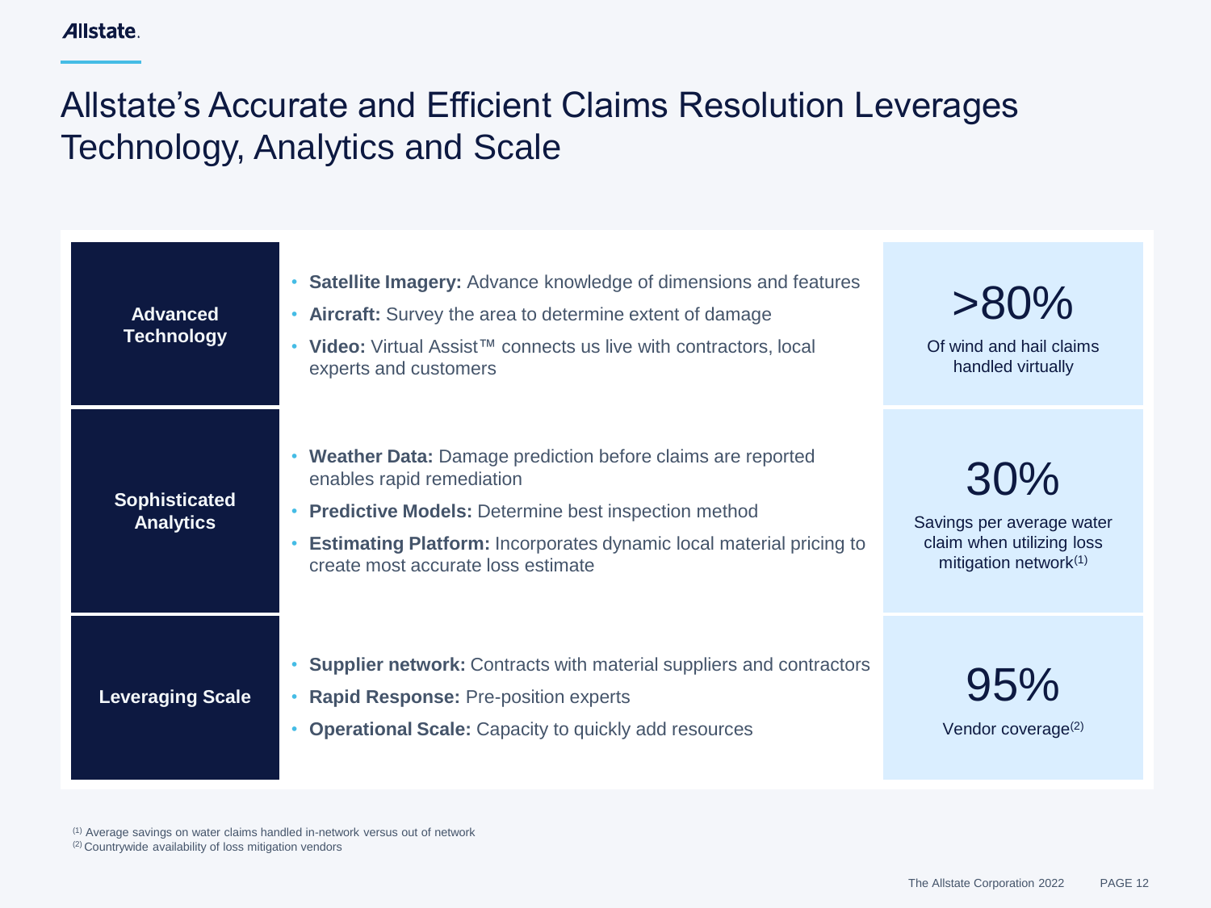# Allstate's Accurate and Efficient Claims Resolution Leverages Technology, Analytics and Scale

| | | |
|---|---|---|
| **Advanced Technology** | • **Satellite Imagery:** Advance knowledge of dimensions and features<br>• **Aircraft:** Survey the area to determine extent of damage<br>• **Video:** Virtual Assist™ connects us live with contractors, local experts and customers | **>80%**<br>Of wind and hail claims handled virtually |
| **Sophisticated Analytics** | • **Weather Data:** Damage prediction before claims are reported enables rapid remediation<br>• **Predictive Models:** Determine best inspection method<br>• **Estimating Platform:** Incorporates dynamic local material pricing to create most accurate loss estimate | **30%**<br>Savings per average water claim when utilizing loss mitigation network[1] |
| **Leveraging Scale** | • **Supplier network:** Contracts with material suppliers and contractors<br>• **Rapid Response:** Pre-position experts<br>• **Operational Scale:** Capacity to quickly add resources | **95%**<br>Vendor coverage[2] |

[1] Average savings on water claims handled in-network versus out of network
[2] Countrywide availability of loss mitigation vendors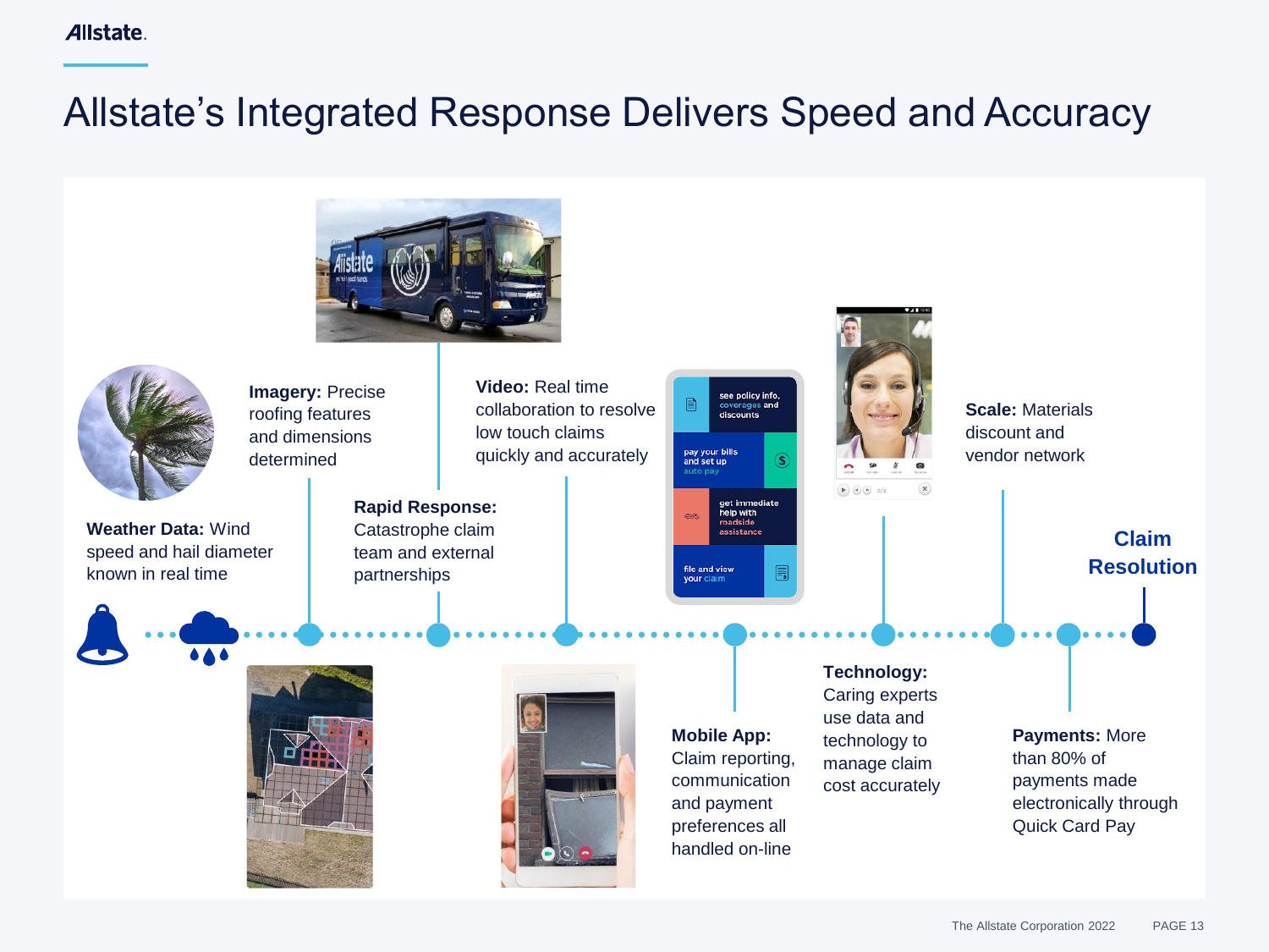# Allstate's Integrated Response Delivers Speed and Accuracy

**Weather Data:** Wind speed and hail diameter known in real time

**Imagery:** Precise roofing features and dimensions determined

**Rapid Response:** Catastrophe claim team and external partnerships

**Video:** Real time collaboration to resolve low touch claims quickly and accurately

**Mobile App:** Claim reporting, communication and payment preferences all handled on-line

**Technology:** Caring experts use data and technology to manage claim cost accurately

**Scale:** Materials discount and vendor network

**Payments:** More than 80% of payments made electronically through Quick Card Pay

**Claim Resolution**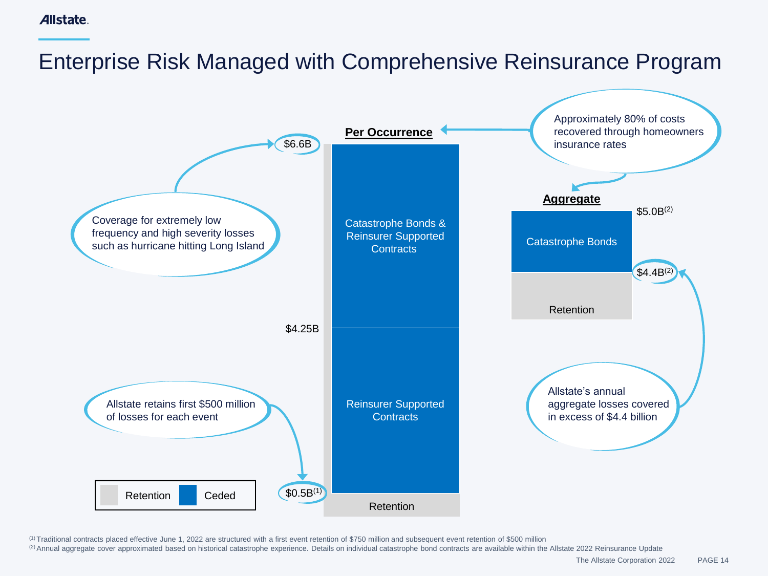# Enterprise Risk Managed with Comprehensive Reinsurance Program

Coverage for extremely low frequency and high severity losses such as hurricane hitting Long Island

Allstate retains first $500 million of losses for each event

Approximately 80% of costs recovered through homeowners insurance rates

Allstate's annual aggregate losses covered in excess of $4.4 billion

**Per Occurrence**

- $6.6B
- Catastrophe Bonds & Reinsurer Supported Contracts
- $4.25B
- Reinsurer Supported Contracts
- $0.5B[1]
- Retention

**Aggregate**

- $5.0B[2]
- Catastrophe Bonds
- $4.4B[2]
- Retention

Legend: Retention | Ceded

[1] Traditional contracts placed effective June 1, 2022 are structured with a first event retention of $750 million and subsequent event retention of $500 million

[2] Annual aggregate cover approximated based on historical catastrophe experience. Details on individual catastrophe bond contracts are available within the Allstate 2022 Reinsurance Update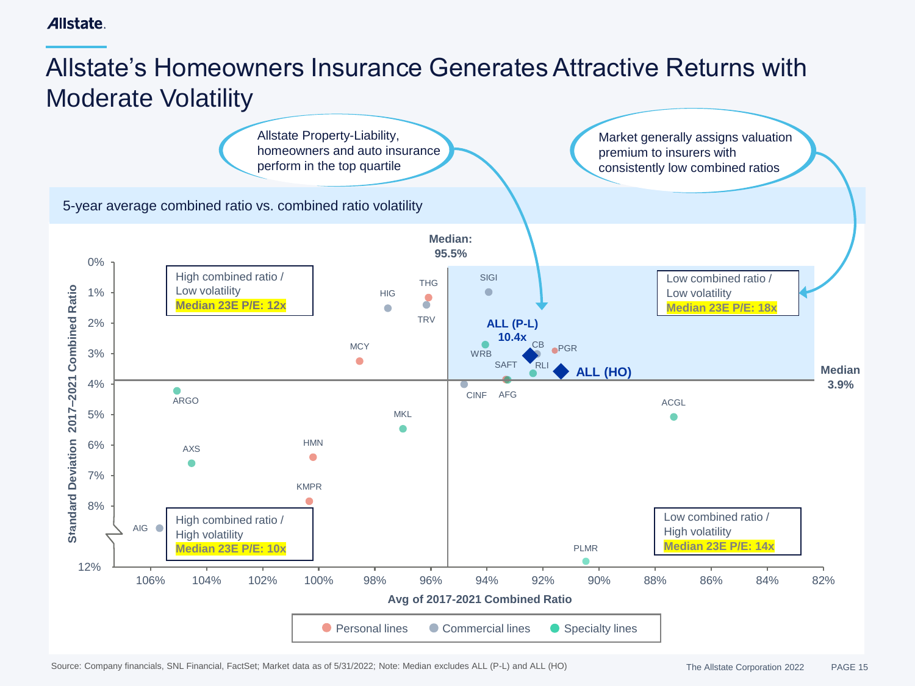# Allstate's Homeowners Insurance Generates Attractive Returns with Moderate Volatility

Allstate Property-Liability, homeowners and auto insurance perform in the top quartile

Market generally assigns valuation premium to insurers with consistently low combined ratios

## 5-year average combined ratio vs. combined ratio volatility

| Quadrant | Median 23E P/E |
|---|---|
| High combined ratio / Low volatility | **Median 23E P/E: 12x** |
| Low combined ratio / Low volatility | **Median 23E P/E: 18x** |
| High combined ratio / High volatility | **Median 23E P/E: 10x** |
| Low combined ratio / High volatility | **Median 23E P/E: 14x** |

Median: 95.5% (Avg of 2017–2021 Combined Ratio)

Median 3.9% (Standard Deviation 2017–2021 Combined Ratio)

ALL (P-L) 10.4x

ALL (HO)

Companies shown: SIGI, THG, TRV, HIG, MCY, WRB, CB, PGR, SAFT, RLI, CINF, AFG, ARGO, MKL, ACGL, HMN, AXS, KMPR, AIG, PLMR

Legend: Personal lines; Commercial lines; Specialty lines

Source: Company financials, SNL Financial, FactSet; Market data as of 5/31/2022; Note: Median excludes ALL (P-L) and ALL (HO)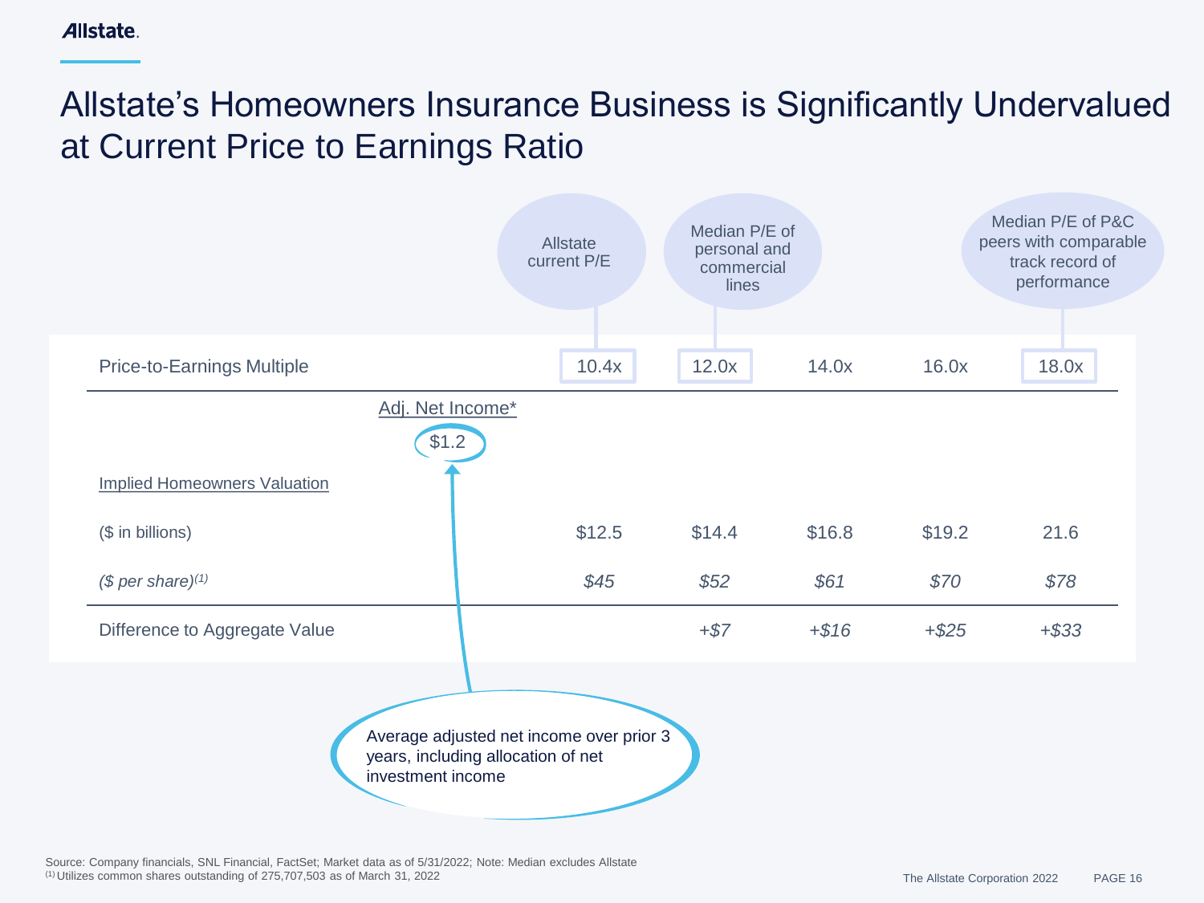# Allstate's Homeowners Insurance Business is Significantly Undervalued at Current Price to Earnings Ratio

| | Allstate current P/E | Median P/E of personal and commercial lines | | | Median P/E of P&C peers with comparable track record of performance |
|---|---|---|---|---|---|
| Price-to-Earnings Multiple | 10.4x | 12.0x | 14.0x | 16.0x | 18.0x |
| Adj. Net Income* $1.2 | | | | | |
| Implied Homeowners Valuation | | | | | |
| ($ in billions) | $12.5 | $14.4 | $16.8 | $19.2 | 21.6 |
| *($ per share)[(1)]* | *$45* | *$52* | *$61* | *$70* | *$78* |
| Difference to Aggregate Value | | *+$7* | *+$16* | *+$25* | *+$33* |

*Average adjusted net income over prior 3 years, including allocation of net investment income

Source: Company financials, SNL Financial, FactSet; Market data as of 5/31/2022; Note: Median excludes Allstate

(1) Utilizes common shares outstanding of 275,707,503 as of March 31, 2022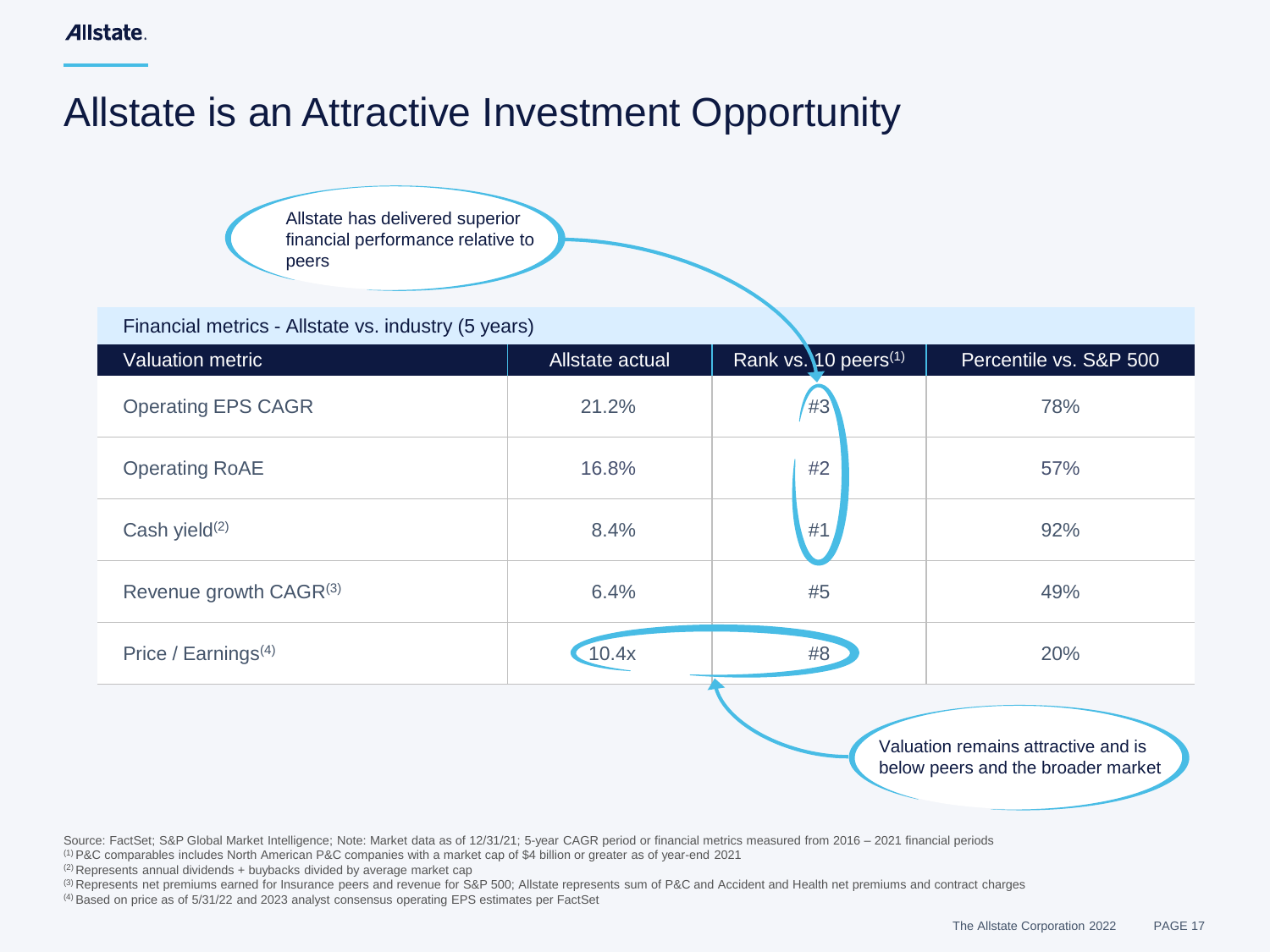# Allstate is an Attractive Investment Opportunity

Allstate has delivered superior financial performance relative to peers

| Financial metrics - Allstate vs. industry (5 years) | | | |
|---|---|---|---|
| Valuation metric | Allstate actual | Rank vs. 10 peers[1] | Percentile vs. S&P 500 |
| Operating EPS CAGR | 21.2% | #3 | 78% |
| Operating RoAE | 16.8% | #2 | 57% |
| Cash yield[2] | 8.4% | #1 | 92% |
| Revenue growth CAGR[3] | 6.4% | #5 | 49% |
| Price / Earnings[4] | 10.4x | #8 | 20% |

Valuation remains attractive and is below peers and the broader market

Source: FactSet; S&P Global Market Intelligence; Note: Market data as of 12/31/21; 5-year CAGR period or financial metrics measured from 2016 – 2021 financial periods
[1] P&C comparables includes North American P&C companies with a market cap of $4 billion or greater as of year-end 2021
[2] Represents annual dividends + buybacks divided by average market cap
[3] Represents net premiums earned for Insurance peers and revenue for S&P 500; Allstate represents sum of P&C and Accident and Health net premiums and contract charges
[4] Based on price as of 5/31/22 and 2023 analyst consensus operating EPS estimates per FactSet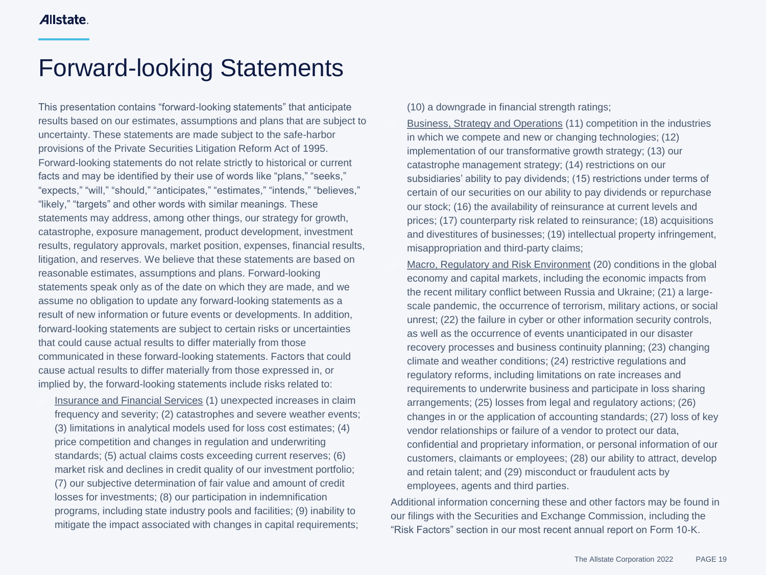# Forward-looking Statements

This presentation contains "forward-looking statements" that anticipate results based on our estimates, assumptions and plans that are subject to uncertainty. These statements are made subject to the safe-harbor provisions of the Private Securities Litigation Reform Act of 1995. Forward-looking statements do not relate strictly to historical or current facts and may be identified by their use of words like "plans," "seeks," "expects," "will," "should," "anticipates," "estimates," "intends," "believes," "likely," "targets" and other words with similar meanings. These statements may address, among other things, our strategy for growth, catastrophe, exposure management, product development, investment results, regulatory approvals, market position, expenses, financial results, litigation, and reserves. We believe that these statements are based on reasonable estimates, assumptions and plans. Forward-looking statements speak only as of the date on which they are made, and we assume no obligation to update any forward-looking statements as a result of new information or future events or developments. In addition, forward-looking statements are subject to certain risks or uncertainties that could cause actual results to differ materially from those communicated in these forward-looking statements. Factors that could cause actual results to differ materially from those expressed in, or implied by, the forward-looking statements include risks related to:

- Insurance and Financial Services (1) unexpected increases in claim frequency and severity; (2) catastrophes and severe weather events; (3) limitations in analytical models used for loss cost estimates; (4) price competition and changes in regulation and underwriting standards; (5) actual claims costs exceeding current reserves; (6) market risk and declines in credit quality of our investment portfolio; (7) our subjective determination of fair value and amount of credit losses for investments; (8) our participation in indemnification programs, including state industry pools and facilities; (9) inability to mitigate the impact associated with changes in capital requirements; (10) a downgrade in financial strength ratings;
- Business, Strategy and Operations (11) competition in the industries in which we compete and new or changing technologies; (12) implementation of our transformative growth strategy; (13) our catastrophe management strategy; (14) restrictions on our subsidiaries' ability to pay dividends; (15) restrictions under terms of certain of our securities on our ability to pay dividends or repurchase our stock; (16) the availability of reinsurance at current levels and prices; (17) counterparty risk related to reinsurance; (18) acquisitions and divestitures of businesses; (19) intellectual property infringement, misappropriation and third-party claims;
- Macro, Regulatory and Risk Environment (20) conditions in the global economy and capital markets, including the economic impacts from the recent military conflict between Russia and Ukraine; (21) a large-scale pandemic, the occurrence of terrorism, military actions, or social unrest; (22) the failure in cyber or other information security controls, as well as the occurrence of events unanticipated in our disaster recovery processes and business continuity planning; (23) changing climate and weather conditions; (24) restrictive regulations and regulatory reforms, including limitations on rate increases and requirements to underwrite business and participate in loss sharing arrangements; (25) losses from legal and regulatory actions; (26) changes in or the application of accounting standards; (27) loss of key vendor relationships or failure of a vendor to protect our data, confidential and proprietary information, or personal information of our customers, claimants or employees; (28) our ability to attract, develop and retain talent; and (29) misconduct or fraudulent acts by employees, agents and third parties.

Additional information concerning these and other factors may be found in our filings with the Securities and Exchange Commission, including the "Risk Factors" section in our most recent annual report on Form 10-K.